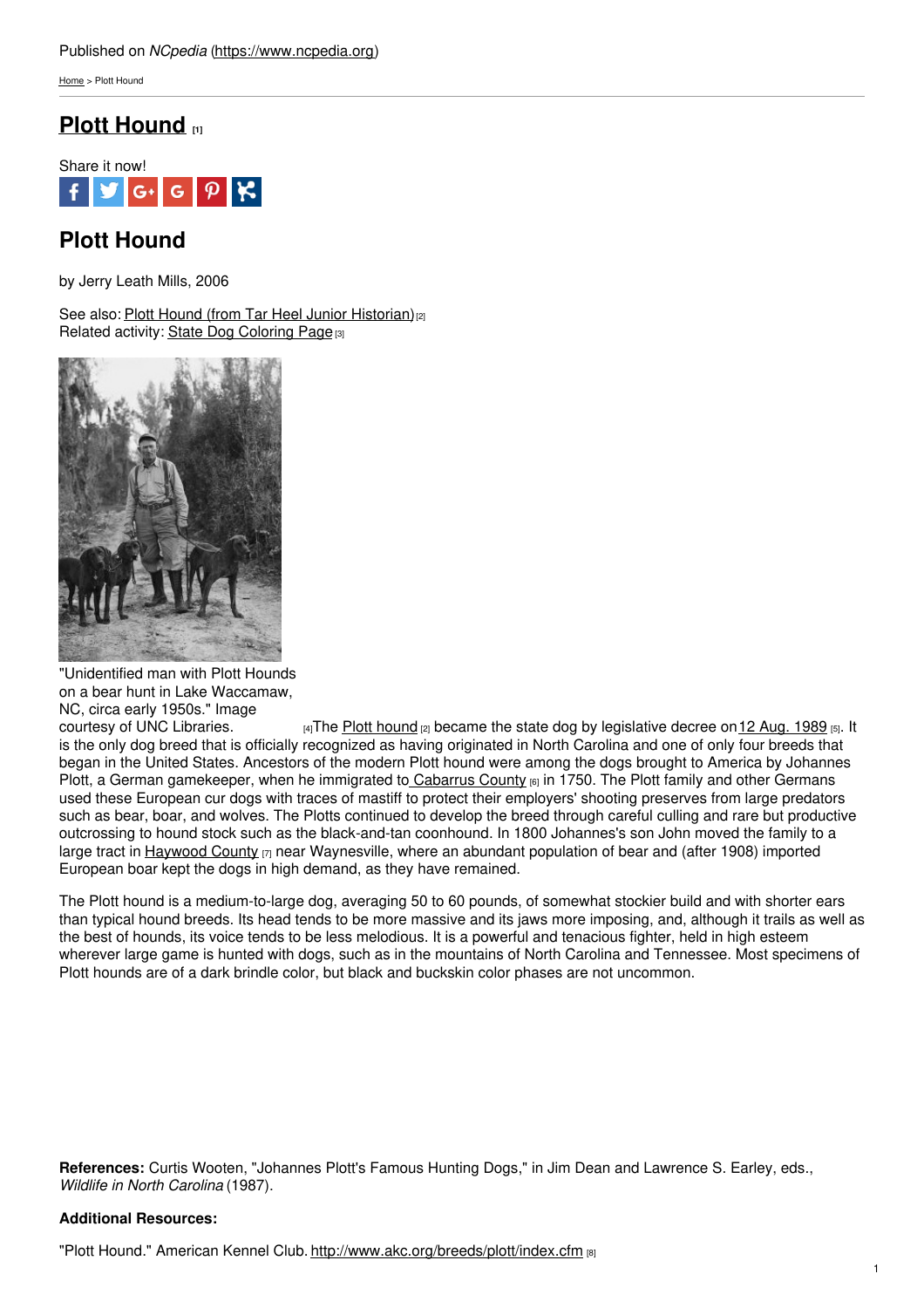Published on *NCpedia* (https://www.ncpedia.org)

Home > Plott Hound

# Plott Hound [1]

Share it now!

## Plott Hound

by Jerry Leath Mills, 2006

See also: Plott Hound (from Tar Heel Junior Historian) [2]
Related activity: State Dog Coloring Page [3]

"Unidentified man with Plott Hounds on a bear hunt in Lake Waccamaw, NC, circa early 1950s." Image courtesy of UNC Libraries. [4]

The Plott hound [2] became the state dog by legislative decree on 12 Aug. 1989 [5]. It is the only dog breed that is officially recognized as having originated in North Carolina and one of only four breeds that began in the United States. Ancestors of the modern Plott hound were among the dogs brought to America by Johannes Plott, a German gamekeeper, when he immigrated to Cabarrus County [6] in 1750. The Plott family and other Germans used these European cur dogs with traces of mastiff to protect their employers' shooting preserves from large predators such as bear, boar, and wolves. The Plotts continued to develop the breed through careful culling and rare but productive outcrossing to hound stock such as the black-and-tan coonhound. In 1800 Johannes's son John moved the family to a large tract in Haywood County [7] near Waynesville, where an abundant population of bear and (after 1908) imported European boar kept the dogs in high demand, as they have remained.

The Plott hound is a medium-to-large dog, averaging 50 to 60 pounds, of somewhat stockier build and with shorter ears than typical hound breeds. Its head tends to be more massive and its jaws more imposing, and, although it trails as well as the best of hounds, its voice tends to be less melodious. It is a powerful and tenacious fighter, held in high esteem wherever large game is hunted with dogs, such as in the mountains of North Carolina and Tennessee. Most specimens of Plott hounds are of a dark brindle color, but black and buckskin color phases are not uncommon.

**References:** Curtis Wooten, "Johannes Plott's Famous Hunting Dogs," in Jim Dean and Lawrence S. Earley, eds., *Wildlife in North Carolina* (1987).

**Additional Resources:**

"Plott Hound." American Kennel Club. http://www.akc.org/breeds/plott/index.cfm [8]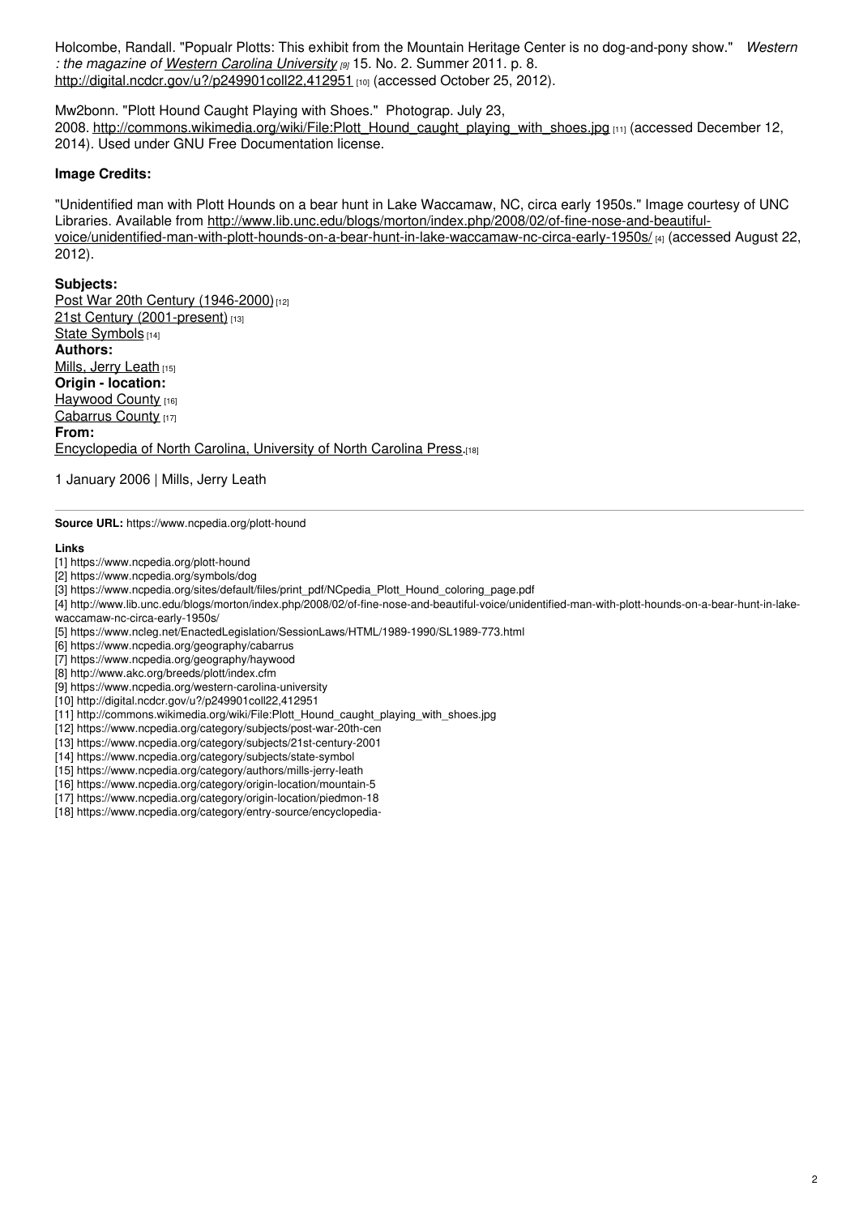Holcombe, Randall. "Popualr Plotts: This exhibit from the Mountain Heritage Center is no dog-and-pony show." *Western : the magazine of Western Carolina University* [9] 15. No. 2. Summer 2011. p. 8. http://digital.ncdcr.gov/u?/p249901coll22,412951 [10] (accessed October 25, 2012).

Mw2bonn. "Plott Hound Caught Playing with Shoes." Photograp. July 23, 2008. http://commons.wikimedia.org/wiki/File:Plott_Hound_caught_playing_with_shoes.jpg [11] (accessed December 12, 2014). Used under GNU Free Documentation license.

**Image Credits:**

"Unidentified man with Plott Hounds on a bear hunt in Lake Waccamaw, NC, circa early 1950s." Image courtesy of UNC Libraries. Available from http://www.lib.unc.edu/blogs/morton/index.php/2008/02/of-fine-nose-and-beautiful-voice/unidentified-man-with-plott-hounds-on-a-bear-hunt-in-lake-waccamaw-nc-circa-early-1950s/ [4] (accessed August 22, 2012).

**Subjects:**
Post War 20th Century (1946-2000) [12]
21st Century (2001-present) [13]
State Symbols [14]
**Authors:**
Mills, Jerry Leath [15]
**Origin - location:**
Haywood County [16]
Cabarrus County [17]
**From:**
Encyclopedia of North Carolina, University of North Carolina Press.[18]

1 January 2006 | Mills, Jerry Leath

**Source URL:** https://www.ncpedia.org/plott-hound

**Links**
[1] https://www.ncpedia.org/plott-hound
[2] https://www.ncpedia.org/symbols/dog
[3] https://www.ncpedia.org/sites/default/files/print_pdf/NCpedia_Plott_Hound_coloring_page.pdf
[4] http://www.lib.unc.edu/blogs/morton/index.php/2008/02/of-fine-nose-and-beautiful-voice/unidentified-man-with-plott-hounds-on-a-bear-hunt-in-lake-waccamaw-nc-circa-early-1950s/
[5] https://www.ncleg.net/EnactedLegislation/SessionLaws/HTML/1989-1990/SL1989-773.html
[6] https://www.ncpedia.org/geography/cabarrus
[7] https://www.ncpedia.org/geography/haywood
[8] http://www.akc.org/breeds/plott/index.cfm
[9] https://www.ncpedia.org/western-carolina-university
[10] http://digital.ncdcr.gov/u?/p249901coll22,412951
[11] http://commons.wikimedia.org/wiki/File:Plott_Hound_caught_playing_with_shoes.jpg
[12] https://www.ncpedia.org/category/subjects/post-war-20th-cen
[13] https://www.ncpedia.org/category/subjects/21st-century-2001
[14] https://www.ncpedia.org/category/subjects/state-symbol
[15] https://www.ncpedia.org/category/authors/mills-jerry-leath
[16] https://www.ncpedia.org/category/origin-location/mountain-5
[17] https://www.ncpedia.org/category/origin-location/piedmon-18
[18] https://www.ncpedia.org/category/entry-source/encyclopedia-